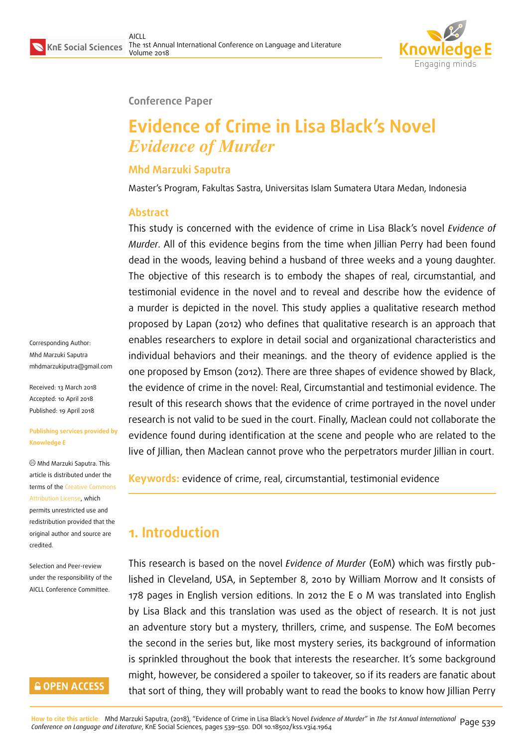Conference Paper

# Evidence of Crime in Lisa Black's Novel *Evidence of Murder*

**Mhd Marzuki Saputra**

Master's Program, Fakultas Sastra, Universitas Islam Sumatera Utara Medan, Indonesia

## Abstract

This study is concerned with the evidence of crime in Lisa Black's novel *Evidence of Murder*. All of this evidence begins from the time when Jillian Perry had been found dead in the woods, leaving behind a husband of three weeks and a young daughter. The objective of this research is to embody the shapes of real, circumstantial, and testimonial evidence in the novel and to reveal and describe how the evidence of a murder is depicted in the novel. This study applies a qualitative research method proposed by Lapan (2012) who defines that qualitative research is an approach that enables researchers to explore in detail social and organizational characteristics and individual behaviors and their meanings. and the theory of evidence applied is the one proposed by Emson (2012). There are three shapes of evidence showed by Black, the evidence of crime in the novel: Real, Circumstantial and testimonial evidence. The result of this research shows that the evidence of crime portrayed in the novel under research is not valid to be sued in the court. Finally, Maclean could not collaborate the evidence found during identification at the scene and people who are related to the live of Jillian, then Maclean cannot prove who the perpetrators murder Jillian in court.

**Keywords:** evidence of crime, real, circumstantial, testimonial evidence

Corresponding Author: Mhd Marzuki Saputra mhdmarzukiputra@gmail.com

Received: 13 March 2018
Accepted: 10 April 2018
Published: 19 April 2018

Publishing services provided by Knowledge E

© Mhd Marzuki Saputra. This article is distributed under the terms of the Creative Commons Attribution License, which permits unrestricted use and redistribution provided that the original author and source are credited.

Selection and Peer-review under the responsibility of the AICLL Conference Committee.

## 1. Introduction

This research is based on the novel *Evidence of Murder* (EoM) which was firstly published in Cleveland, USA, in September 8, 2010 by William Morrow and It consists of 178 pages in English version editions. In 2012 the E o M was translated into English by Lisa Black and this translation was used as the object of research. It is not just an adventure story but a mystery, thrillers, crime, and suspense. The EoM becomes the second in the series but, like most mystery series, its background of information is sprinkled throughout the book that interests the researcher. It's some background might, however, be considered a spoiler to takeover, so if its readers are fanatic about that sort of thing, they will probably want to read the books to know how Jillian Perry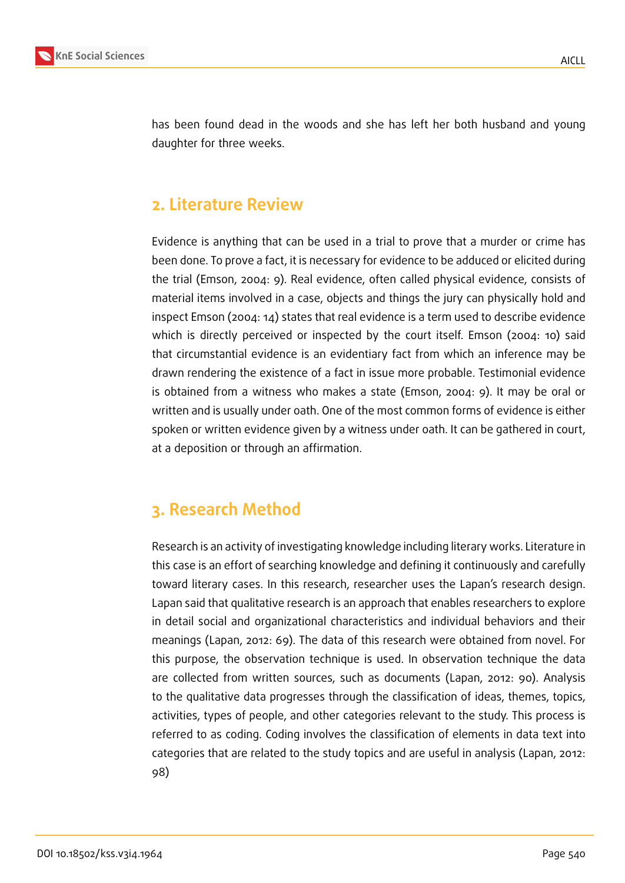has been found dead in the woods and she has left her both husband and young daughter for three weeks.

## 2. Literature Review

Evidence is anything that can be used in a trial to prove that a murder or crime has been done. To prove a fact, it is necessary for evidence to be adduced or elicited during the trial (Emson, 2004: 9). Real evidence, often called physical evidence, consists of material items involved in a case, objects and things the jury can physically hold and inspect Emson (2004: 14) states that real evidence is a term used to describe evidence which is directly perceived or inspected by the court itself. Emson (2004: 10) said that circumstantial evidence is an evidentiary fact from which an inference may be drawn rendering the existence of a fact in issue more probable. Testimonial evidence is obtained from a witness who makes a state (Emson, 2004: 9). It may be oral or written and is usually under oath. One of the most common forms of evidence is either spoken or written evidence given by a witness under oath. It can be gathered in court, at a deposition or through an affirmation.

## 3. Research Method

Research is an activity of investigating knowledge including literary works. Literature in this case is an effort of searching knowledge and defining it continuously and carefully toward literary cases. In this research, researcher uses the Lapan's research design. Lapan said that qualitative research is an approach that enables researchers to explore in detail social and organizational characteristics and individual behaviors and their meanings (Lapan, 2012: 69). The data of this research were obtained from novel. For this purpose, the observation technique is used. In observation technique the data are collected from written sources, such as documents (Lapan, 2012: 90). Analysis to the qualitative data progresses through the classification of ideas, themes, topics, activities, types of people, and other categories relevant to the study. This process is referred to as coding. Coding involves the classification of elements in data text into categories that are related to the study topics and are useful in analysis (Lapan, 2012: 98)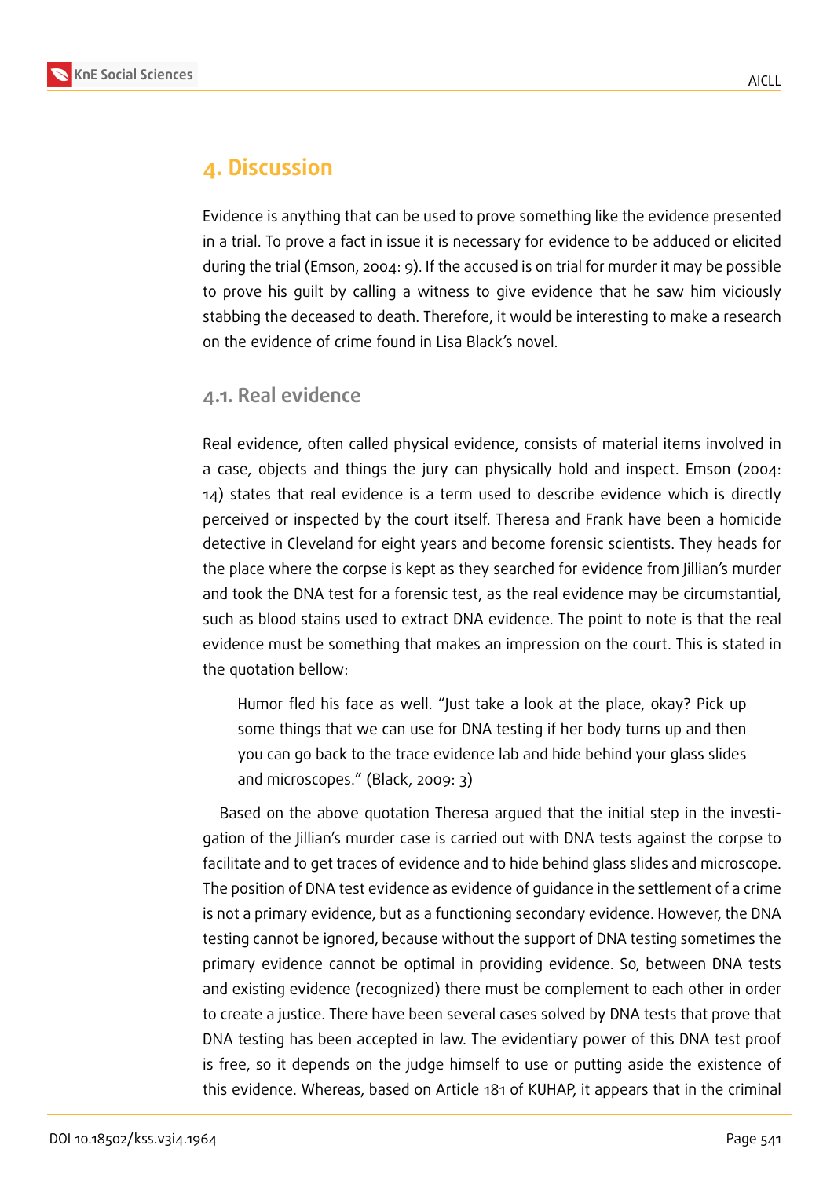## 4. Discussion

Evidence is anything that can be used to prove something like the evidence presented in a trial. To prove a fact in issue it is necessary for evidence to be adduced or elicited during the trial (Emson, 2004: 9). If the accused is on trial for murder it may be possible to prove his guilt by calling a witness to give evidence that he saw him viciously stabbing the deceased to death. Therefore, it would be interesting to make a research on the evidence of crime found in Lisa Black's novel.

### 4.1. Real evidence

Real evidence, often called physical evidence, consists of material items involved in a case, objects and things the jury can physically hold and inspect. Emson (2004: 14) states that real evidence is a term used to describe evidence which is directly perceived or inspected by the court itself. Theresa and Frank have been a homicide detective in Cleveland for eight years and become forensic scientists. They heads for the place where the corpse is kept as they searched for evidence from Jillian's murder and took the DNA test for a forensic test, as the real evidence may be circumstantial, such as blood stains used to extract DNA evidence. The point to note is that the real evidence must be something that makes an impression on the court. This is stated in the quotation bellow:

> Humor fled his face as well. "Just take a look at the place, okay? Pick up some things that we can use for DNA testing if her body turns up and then you can go back to the trace evidence lab and hide behind your glass slides and microscopes." (Black, 2009: 3)

Based on the above quotation Theresa argued that the initial step in the investigation of the Jillian's murder case is carried out with DNA tests against the corpse to facilitate and to get traces of evidence and to hide behind glass slides and microscope. The position of DNA test evidence as evidence of guidance in the settlement of a crime is not a primary evidence, but as a functioning secondary evidence. However, the DNA testing cannot be ignored, because without the support of DNA testing sometimes the primary evidence cannot be optimal in providing evidence. So, between DNA tests and existing evidence (recognized) there must be complement to each other in order to create a justice. There have been several cases solved by DNA tests that prove that DNA testing has been accepted in law. The evidentiary power of this DNA test proof is free, so it depends on the judge himself to use or putting aside the existence of this evidence. Whereas, based on Article 181 of KUHAP, it appears that in the criminal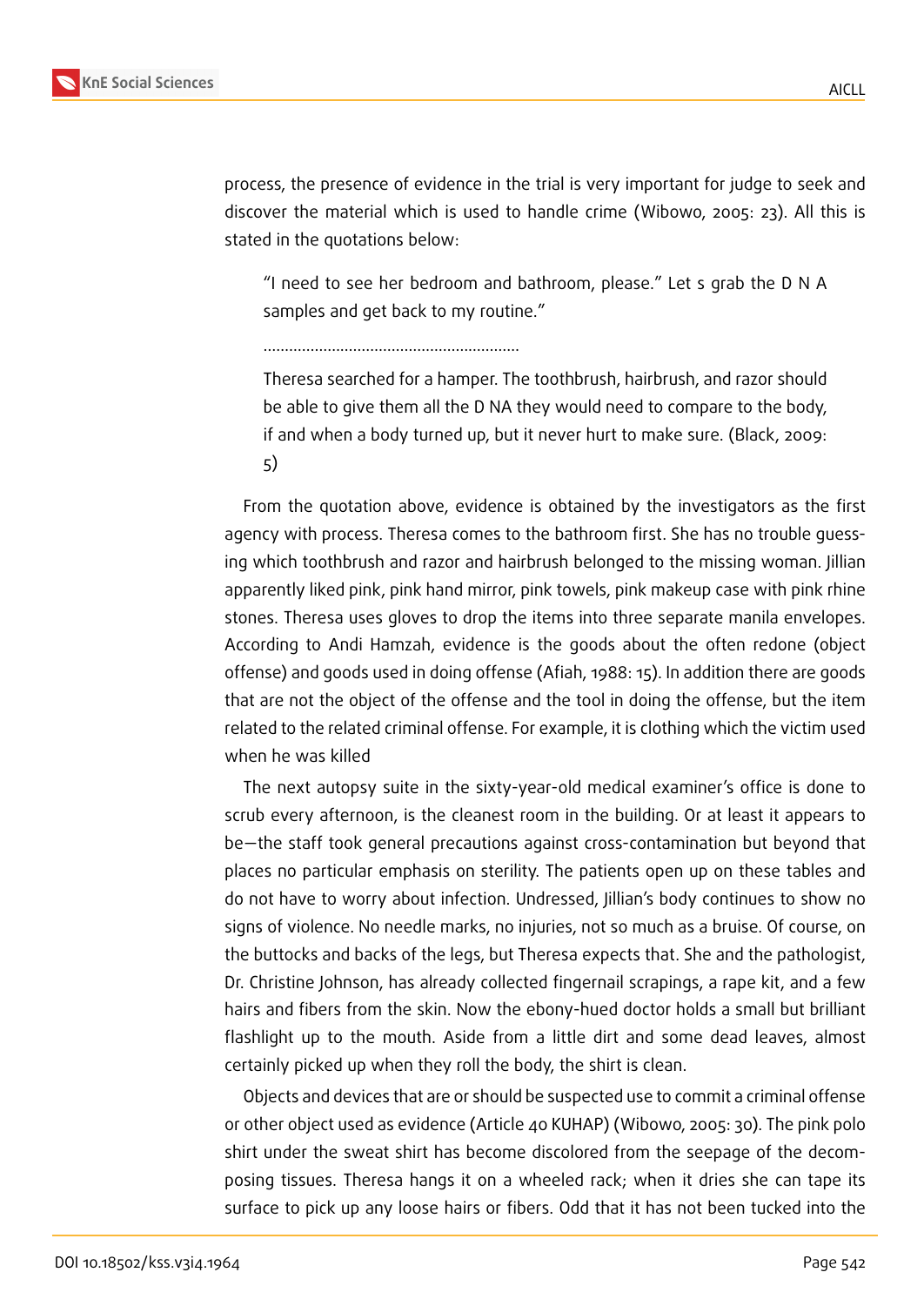process, the presence of evidence in the trial is very important for judge to seek and discover the material which is used to handle crime (Wibowo, 2005: 23). All this is stated in the quotations below:

> "I need to see her bedroom and bathroom, please." Let s grab the D N A samples and get back to my routine."
>
> ............................................................
>
> Theresa searched for a hamper. The toothbrush, hairbrush, and razor should be able to give them all the D NA they would need to compare to the body, if and when a body turned up, but it never hurt to make sure. (Black, 2009: 5)

From the quotation above, evidence is obtained by the investigators as the first agency with process. Theresa comes to the bathroom first. She has no trouble guessing which toothbrush and razor and hairbrush belonged to the missing woman. Jillian apparently liked pink, pink hand mirror, pink towels, pink makeup case with pink rhine stones. Theresa uses gloves to drop the items into three separate manila envelopes. According to Andi Hamzah, evidence is the goods about the often redone (object offense) and goods used in doing offense (Afiah, 1988: 15). In addition there are goods that are not the object of the offense and the tool in doing the offense, but the item related to the related criminal offense. For example, it is clothing which the victim used when he was killed

The next autopsy suite in the sixty-year-old medical examiner's office is done to scrub every afternoon, is the cleanest room in the building. Or at least it appears to be—the staff took general precautions against cross-contamination but beyond that places no particular emphasis on sterility. The patients open up on these tables and do not have to worry about infection. Undressed, Jillian's body continues to show no signs of violence. No needle marks, no injuries, not so much as a bruise. Of course, on the buttocks and backs of the legs, but Theresa expects that. She and the pathologist, Dr. Christine Johnson, has already collected fingernail scrapings, a rape kit, and a few hairs and fibers from the skin. Now the ebony-hued doctor holds a small but brilliant flashlight up to the mouth. Aside from a little dirt and some dead leaves, almost certainly picked up when they roll the body, the shirt is clean.

Objects and devices that are or should be suspected use to commit a criminal offense or other object used as evidence (Article 40 KUHAP) (Wibowo, 2005: 30). The pink polo shirt under the sweat shirt has become discolored from the seepage of the decomposing tissues. Theresa hangs it on a wheeled rack; when it dries she can tape its surface to pick up any loose hairs or fibers. Odd that it has not been tucked into the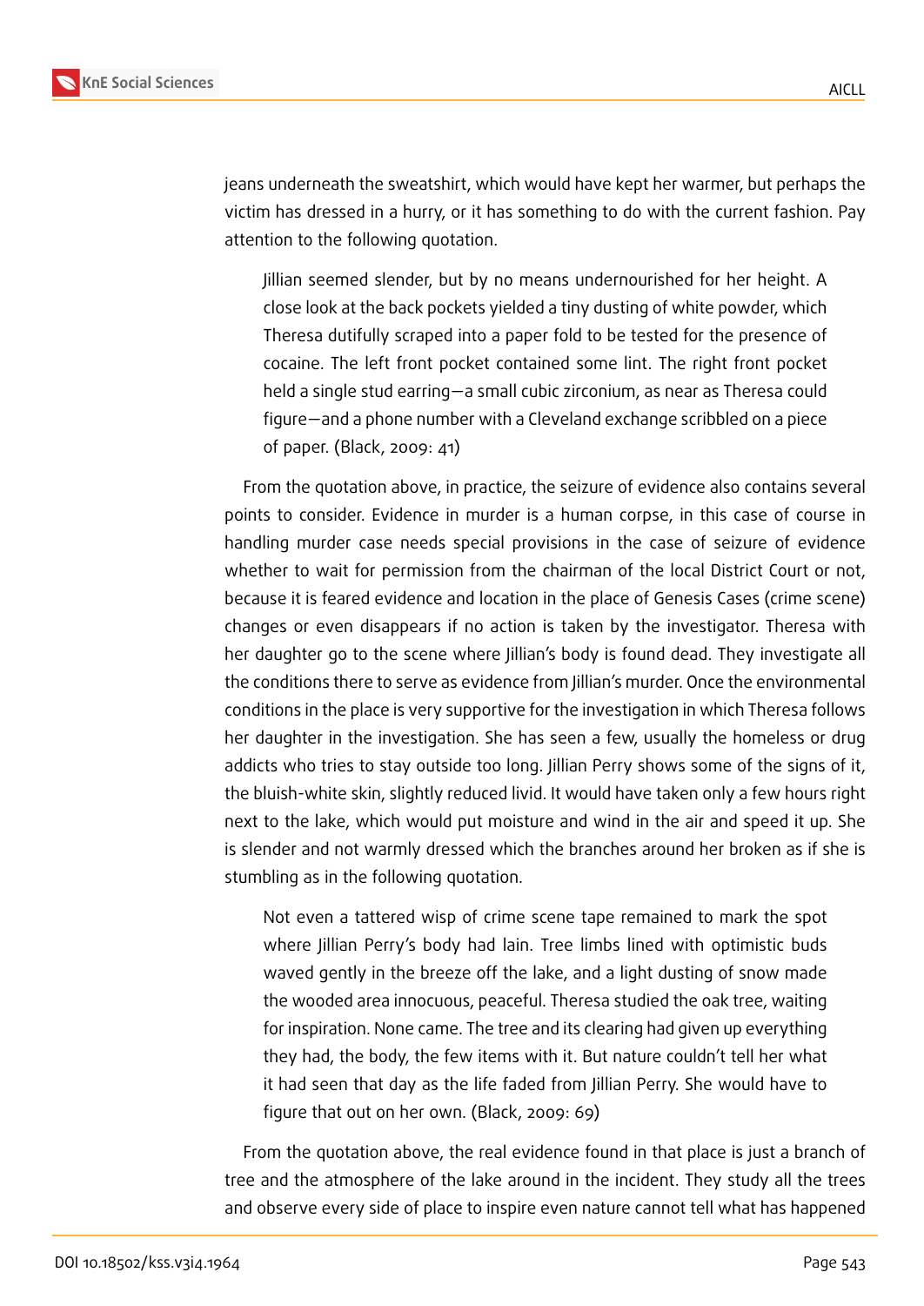jeans underneath the sweatshirt, which would have kept her warmer, but perhaps the victim has dressed in a hurry, or it has something to do with the current fashion. Pay attention to the following quotation.

> Jillian seemed slender, but by no means undernourished for her height. A close look at the back pockets yielded a tiny dusting of white powder, which Theresa dutifully scraped into a paper fold to be tested for the presence of cocaine. The left front pocket contained some lint. The right front pocket held a single stud earring—a small cubic zirconium, as near as Theresa could figure—and a phone number with a Cleveland exchange scribbled on a piece of paper. (Black, 2009: 41)

From the quotation above, in practice, the seizure of evidence also contains several points to consider. Evidence in murder is a human corpse, in this case of course in handling murder case needs special provisions in the case of seizure of evidence whether to wait for permission from the chairman of the local District Court or not, because it is feared evidence and location in the place of Genesis Cases (crime scene) changes or even disappears if no action is taken by the investigator. Theresa with her daughter go to the scene where Jillian's body is found dead. They investigate all the conditions there to serve as evidence from Jillian's murder. Once the environmental conditions in the place is very supportive for the investigation in which Theresa follows her daughter in the investigation. She has seen a few, usually the homeless or drug addicts who tries to stay outside too long. Jillian Perry shows some of the signs of it, the bluish-white skin, slightly reduced livid. It would have taken only a few hours right next to the lake, which would put moisture and wind in the air and speed it up. She is slender and not warmly dressed which the branches around her broken as if she is stumbling as in the following quotation.

> Not even a tattered wisp of crime scene tape remained to mark the spot where Jillian Perry's body had lain. Tree limbs lined with optimistic buds waved gently in the breeze off the lake, and a light dusting of snow made the wooded area innocuous, peaceful. Theresa studied the oak tree, waiting for inspiration. None came. The tree and its clearing had given up everything they had, the body, the few items with it. But nature couldn't tell her what it had seen that day as the life faded from Jillian Perry. She would have to figure that out on her own. (Black, 2009: 69)

From the quotation above, the real evidence found in that place is just a branch of tree and the atmosphere of the lake around in the incident. They study all the trees and observe every side of place to inspire even nature cannot tell what has happened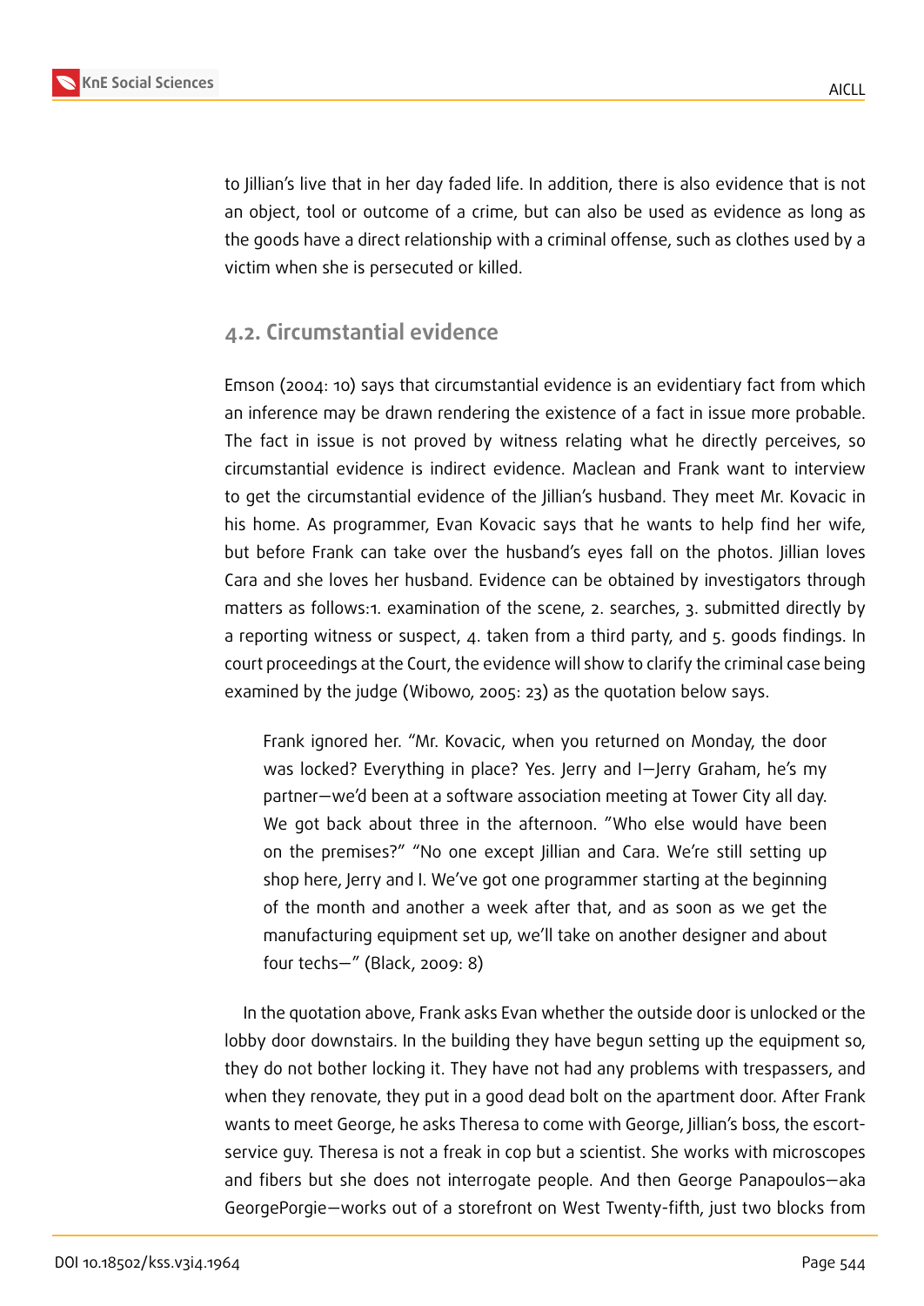to Jillian's live that in her day faded life. In addition, there is also evidence that is not an object, tool or outcome of a crime, but can also be used as evidence as long as the goods have a direct relationship with a criminal offense, such as clothes used by a victim when she is persecuted or killed.

## 4.2. Circumstantial evidence

Emson (2004: 10) says that circumstantial evidence is an evidentiary fact from which an inference may be drawn rendering the existence of a fact in issue more probable. The fact in issue is not proved by witness relating what he directly perceives, so circumstantial evidence is indirect evidence. Maclean and Frank want to interview to get the circumstantial evidence of the Jillian's husband. They meet Mr. Kovacic in his home. As programmer, Evan Kovacic says that he wants to help find her wife, but before Frank can take over the husband's eyes fall on the photos. Jillian loves Cara and she loves her husband. Evidence can be obtained by investigators through matters as follows:1. examination of the scene, 2. searches, 3. submitted directly by a reporting witness or suspect, 4. taken from a third party, and 5. goods findings. In court proceedings at the Court, the evidence will show to clarify the criminal case being examined by the judge (Wibowo, 2005: 23) as the quotation below says.

> Frank ignored her. "Mr. Kovacic, when you returned on Monday, the door was locked? Everything in place? Yes. Jerry and I—Jerry Graham, he's my partner—we'd been at a software association meeting at Tower City all day. We got back about three in the afternoon. "Who else would have been on the premises?" "No one except Jillian and Cara. We're still setting up shop here, Jerry and I. We've got one programmer starting at the beginning of the month and another a week after that, and as soon as we get the manufacturing equipment set up, we'll take on another designer and about four techs—" (Black, 2009: 8)

In the quotation above, Frank asks Evan whether the outside door is unlocked or the lobby door downstairs. In the building they have begun setting up the equipment so, they do not bother locking it. They have not had any problems with trespassers, and when they renovate, they put in a good dead bolt on the apartment door. After Frank wants to meet George, he asks Theresa to come with George, Jillian's boss, the escort-service guy. Theresa is not a freak in cop but a scientist. She works with microscopes and fibers but she does not interrogate people. And then George Panapoulos—aka GeorgePorgie—works out of a storefront on West Twenty-fifth, just two blocks from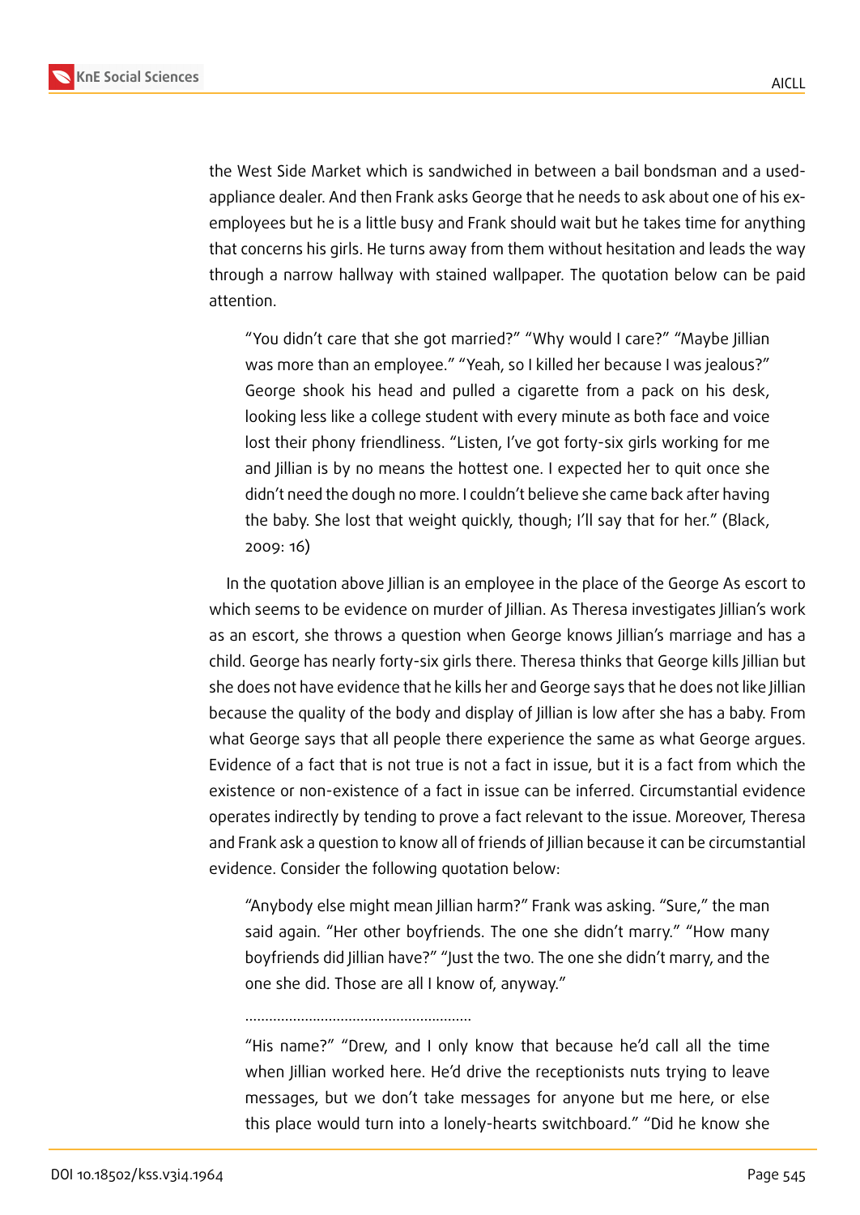the West Side Market which is sandwiched in between a bail bondsman and a used-appliance dealer. And then Frank asks George that he needs to ask about one of his ex-employees but he is a little busy and Frank should wait but he takes time for anything that concerns his girls. He turns away from them without hesitation and leads the way through a narrow hallway with stained wallpaper. The quotation below can be paid attention.

> "You didn't care that she got married?" "Why would I care?" "Maybe Jillian was more than an employee." "Yeah, so I killed her because I was jealous?" George shook his head and pulled a cigarette from a pack on his desk, looking less like a college student with every minute as both face and voice lost their phony friendliness. "Listen, I've got forty-six girls working for me and Jillian is by no means the hottest one. I expected her to quit once she didn't need the dough no more. I couldn't believe she came back after having the baby. She lost that weight quickly, though; I'll say that for her." (Black, 2009: 16)

In the quotation above Jillian is an employee in the place of the George As escort to which seems to be evidence on murder of Jillian. As Theresa investigates Jillian's work as an escort, she throws a question when George knows Jillian's marriage and has a child. George has nearly forty-six girls there. Theresa thinks that George kills Jillian but she does not have evidence that he kills her and George says that he does not like Jillian because the quality of the body and display of Jillian is low after she has a baby. From what George says that all people there experience the same as what George argues. Evidence of a fact that is not true is not a fact in issue, but it is a fact from which the existence or non-existence of a fact in issue can be inferred. Circumstantial evidence operates indirectly by tending to prove a fact relevant to the issue. Moreover, Theresa and Frank ask a question to know all of friends of Jillian because it can be circumstantial evidence. Consider the following quotation below:

> "Anybody else might mean Jillian harm?" Frank was asking. "Sure," the man said again. "Her other boyfriends. The one she didn't marry." "How many boyfriends did Jillian have?" "Just the two. The one she didn't marry, and the one she did. Those are all I know of, anyway."
>
> ........................................................
>
> "His name?" "Drew, and I only know that because he'd call all the time when Jillian worked here. He'd drive the receptionists nuts trying to leave messages, but we don't take messages for anyone but me here, or else this place would turn into a lonely-hearts switchboard." "Did he know she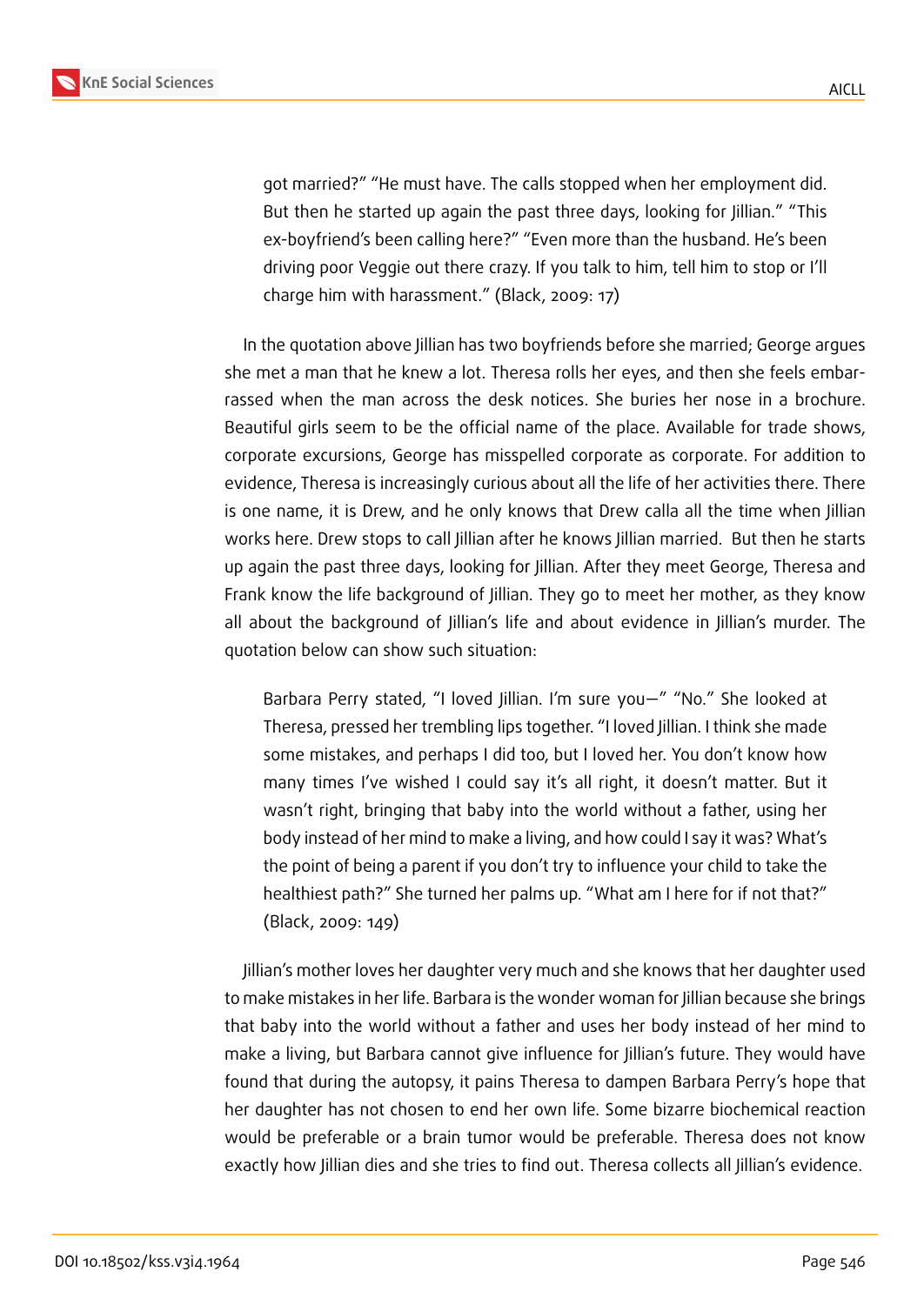> got married?" "He must have. The calls stopped when her employment did. But then he started up again the past three days, looking for Jillian." "This ex-boyfriend's been calling here?" "Even more than the husband. He's been driving poor Veggie out there crazy. If you talk to him, tell him to stop or I'll charge him with harassment." (Black, 2009: 17)

In the quotation above Jillian has two boyfriends before she married; George argues she met a man that he knew a lot. Theresa rolls her eyes, and then she feels embarrassed when the man across the desk notices. She buries her nose in a brochure. Beautiful girls seem to be the official name of the place. Available for trade shows, corporate excursions, George has misspelled corporate as corporate. For addition to evidence, Theresa is increasingly curious about all the life of her activities there. There is one name, it is Drew, and he only knows that Drew calla all the time when Jillian works here. Drew stops to call Jillian after he knows Jillian married. But then he starts up again the past three days, looking for Jillian. After they meet George, Theresa and Frank know the life background of Jillian. They go to meet her mother, as they know all about the background of Jillian's life and about evidence in Jillian's murder. The quotation below can show such situation:

> Barbara Perry stated, "I loved Jillian. I'm sure you—" "No." She looked at Theresa, pressed her trembling lips together. "I loved Jillian. I think she made some mistakes, and perhaps I did too, but I loved her. You don't know how many times I've wished I could say it's all right, it doesn't matter. But it wasn't right, bringing that baby into the world without a father, using her body instead of her mind to make a living, and how could I say it was? What's the point of being a parent if you don't try to influence your child to take the healthiest path?" She turned her palms up. "What am I here for if not that?" (Black, 2009: 149)

Jillian's mother loves her daughter very much and she knows that her daughter used to make mistakes in her life. Barbara is the wonder woman for Jillian because she brings that baby into the world without a father and uses her body instead of her mind to make a living, but Barbara cannot give influence for Jillian's future. They would have found that during the autopsy, it pains Theresa to dampen Barbara Perry's hope that her daughter has not chosen to end her own life. Some bizarre biochemical reaction would be preferable or a brain tumor would be preferable. Theresa does not know exactly how Jillian dies and she tries to find out. Theresa collects all Jillian's evidence.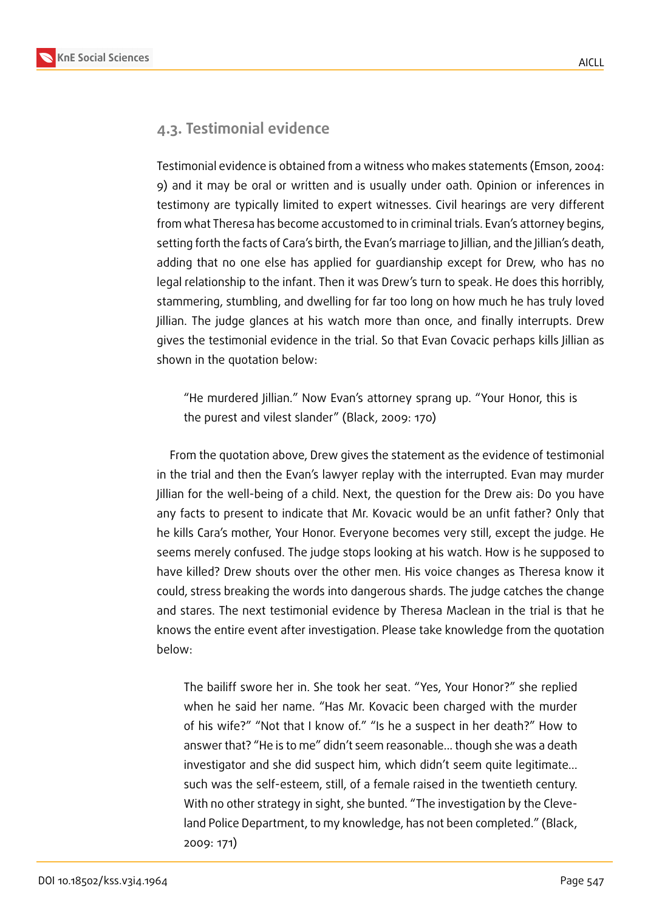## 4.3. Testimonial evidence

Testimonial evidence is obtained from a witness who makes statements (Emson, 2004: 9) and it may be oral or written and is usually under oath. Opinion or inferences in testimony are typically limited to expert witnesses. Civil hearings are very different from what Theresa has become accustomed to in criminal trials. Evan's attorney begins, setting forth the facts of Cara's birth, the Evan's marriage to Jillian, and the Jillian's death, adding that no one else has applied for guardianship except for Drew, who has no legal relationship to the infant. Then it was Drew's turn to speak. He does this horribly, stammering, stumbling, and dwelling for far too long on how much he has truly loved Jillian. The judge glances at his watch more than once, and finally interrupts. Drew gives the testimonial evidence in the trial. So that Evan Covacic perhaps kills Jillian as shown in the quotation below:

> "He murdered Jillian." Now Evan's attorney sprang up. "Your Honor, this is the purest and vilest slander" (Black, 2009: 170)

From the quotation above, Drew gives the statement as the evidence of testimonial in the trial and then the Evan's lawyer replay with the interrupted. Evan may murder Jillian for the well-being of a child. Next, the question for the Drew ais: Do you have any facts to present to indicate that Mr. Kovacic would be an unfit father? Only that he kills Cara's mother, Your Honor. Everyone becomes very still, except the judge. He seems merely confused. The judge stops looking at his watch. How is he supposed to have killed? Drew shouts over the other men. His voice changes as Theresa know it could, stress breaking the words into dangerous shards. The judge catches the change and stares. The next testimonial evidence by Theresa Maclean in the trial is that he knows the entire event after investigation. Please take knowledge from the quotation below:

> The bailiff swore her in. She took her seat. "Yes, Your Honor?" she replied when he said her name. "Has Mr. Kovacic been charged with the murder of his wife?" "Not that I know of." "Is he a suspect in her death?" How to answer that? "He is to me" didn't seem reasonable... though she was a death investigator and she did suspect him, which didn't seem quite legitimate... such was the self-esteem, still, of a female raised in the twentieth century. With no other strategy in sight, she bunted. "The investigation by the Cleveland Police Department, to my knowledge, has not been completed." (Black, 2009: 171)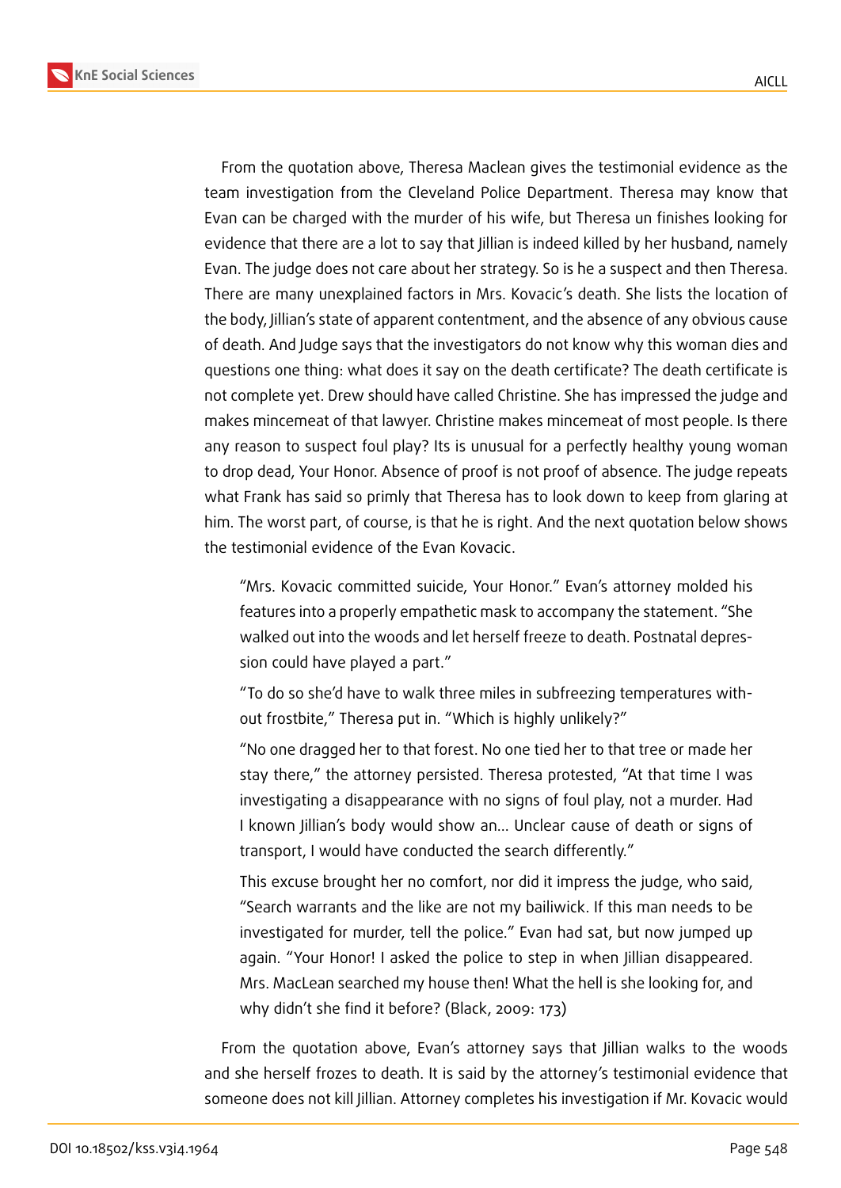From the quotation above, Theresa Maclean gives the testimonial evidence as the team investigation from the Cleveland Police Department. Theresa may know that Evan can be charged with the murder of his wife, but Theresa un finishes looking for evidence that there are a lot to say that Jillian is indeed killed by her husband, namely Evan. The judge does not care about her strategy. So is he a suspect and then Theresa. There are many unexplained factors in Mrs. Kovacic's death. She lists the location of the body, Jillian's state of apparent contentment, and the absence of any obvious cause of death. And Judge says that the investigators do not know why this woman dies and questions one thing: what does it say on the death certificate? The death certificate is not complete yet. Drew should have called Christine. She has impressed the judge and makes mincemeat of that lawyer. Christine makes mincemeat of most people. Is there any reason to suspect foul play? Its is unusual for a perfectly healthy young woman to drop dead, Your Honor. Absence of proof is not proof of absence. The judge repeats what Frank has said so primly that Theresa has to look down to keep from glaring at him. The worst part, of course, is that he is right. And the next quotation below shows the testimonial evidence of the Evan Kovacic.

> "Mrs. Kovacic committed suicide, Your Honor." Evan's attorney molded his features into a properly empathetic mask to accompany the statement. "She walked out into the woods and let herself freeze to death. Postnatal depression could have played a part."
>
> "To do so she'd have to walk three miles in subfreezing temperatures without frostbite," Theresa put in. "Which is highly unlikely?"
>
> "No one dragged her to that forest. No one tied her to that tree or made her stay there," the attorney persisted. Theresa protested, "At that time I was investigating a disappearance with no signs of foul play, not a murder. Had I known Jillian's body would show an... Unclear cause of death or signs of transport, I would have conducted the search differently."
>
> This excuse brought her no comfort, nor did it impress the judge, who said, "Search warrants and the like are not my bailiwick. If this man needs to be investigated for murder, tell the police." Evan had sat, but now jumped up again. "Your Honor! I asked the police to step in when Jillian disappeared. Mrs. MacLean searched my house then! What the hell is she looking for, and why didn't she find it before? (Black, 2009: 173)

From the quotation above, Evan's attorney says that Jillian walks to the woods and she herself frozes to death. It is said by the attorney's testimonial evidence that someone does not kill Jillian. Attorney completes his investigation if Mr. Kovacic would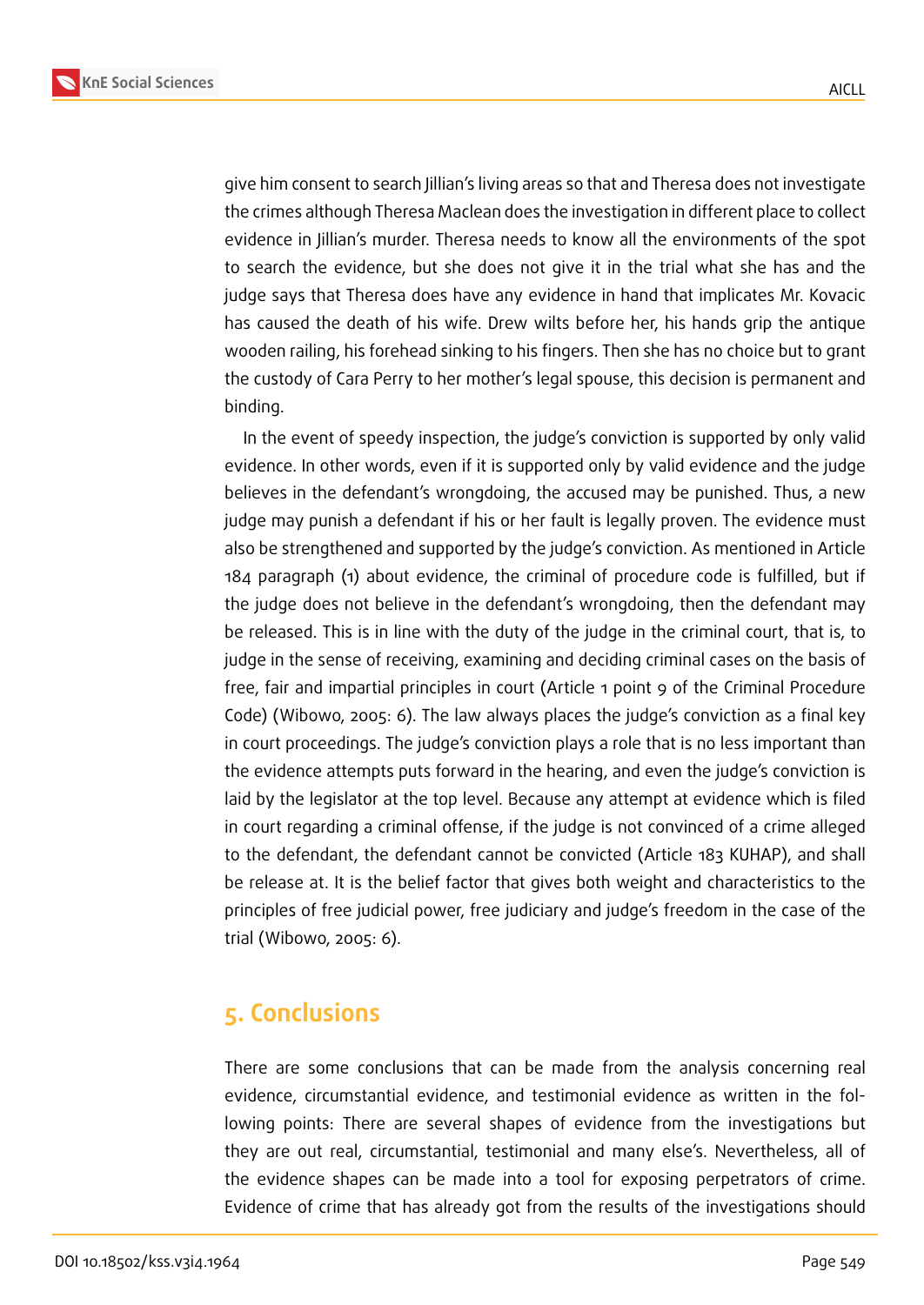give him consent to search Jillian's living areas so that and Theresa does not investigate the crimes although Theresa Maclean does the investigation in different place to collect evidence in Jillian's murder. Theresa needs to know all the environments of the spot to search the evidence, but she does not give it in the trial what she has and the judge says that Theresa does have any evidence in hand that implicates Mr. Kovacic has caused the death of his wife. Drew wilts before her, his hands grip the antique wooden railing, his forehead sinking to his fingers. Then she has no choice but to grant the custody of Cara Perry to her mother's legal spouse, this decision is permanent and binding.

In the event of speedy inspection, the judge's conviction is supported by only valid evidence. In other words, even if it is supported only by valid evidence and the judge believes in the defendant's wrongdoing, the accused may be punished. Thus, a new judge may punish a defendant if his or her fault is legally proven. The evidence must also be strengthened and supported by the judge's conviction. As mentioned in Article 184 paragraph (1) about evidence, the criminal of procedure code is fulfilled, but if the judge does not believe in the defendant's wrongdoing, then the defendant may be released. This is in line with the duty of the judge in the criminal court, that is, to judge in the sense of receiving, examining and deciding criminal cases on the basis of free, fair and impartial principles in court (Article 1 point 9 of the Criminal Procedure Code) (Wibowo, 2005: 6). The law always places the judge's conviction as a final key in court proceedings. The judge's conviction plays a role that is no less important than the evidence attempts puts forward in the hearing, and even the judge's conviction is laid by the legislator at the top level. Because any attempt at evidence which is filed in court regarding a criminal offense, if the judge is not convinced of a crime alleged to the defendant, the defendant cannot be convicted (Article 183 KUHAP), and shall be release at. It is the belief factor that gives both weight and characteristics to the principles of free judicial power, free judiciary and judge's freedom in the case of the trial (Wibowo, 2005: 6).

## 5. Conclusions

There are some conclusions that can be made from the analysis concerning real evidence, circumstantial evidence, and testimonial evidence as written in the following points: There are several shapes of evidence from the investigations but they are out real, circumstantial, testimonial and many else's. Nevertheless, all of the evidence shapes can be made into a tool for exposing perpetrators of crime. Evidence of crime that has already got from the results of the investigations should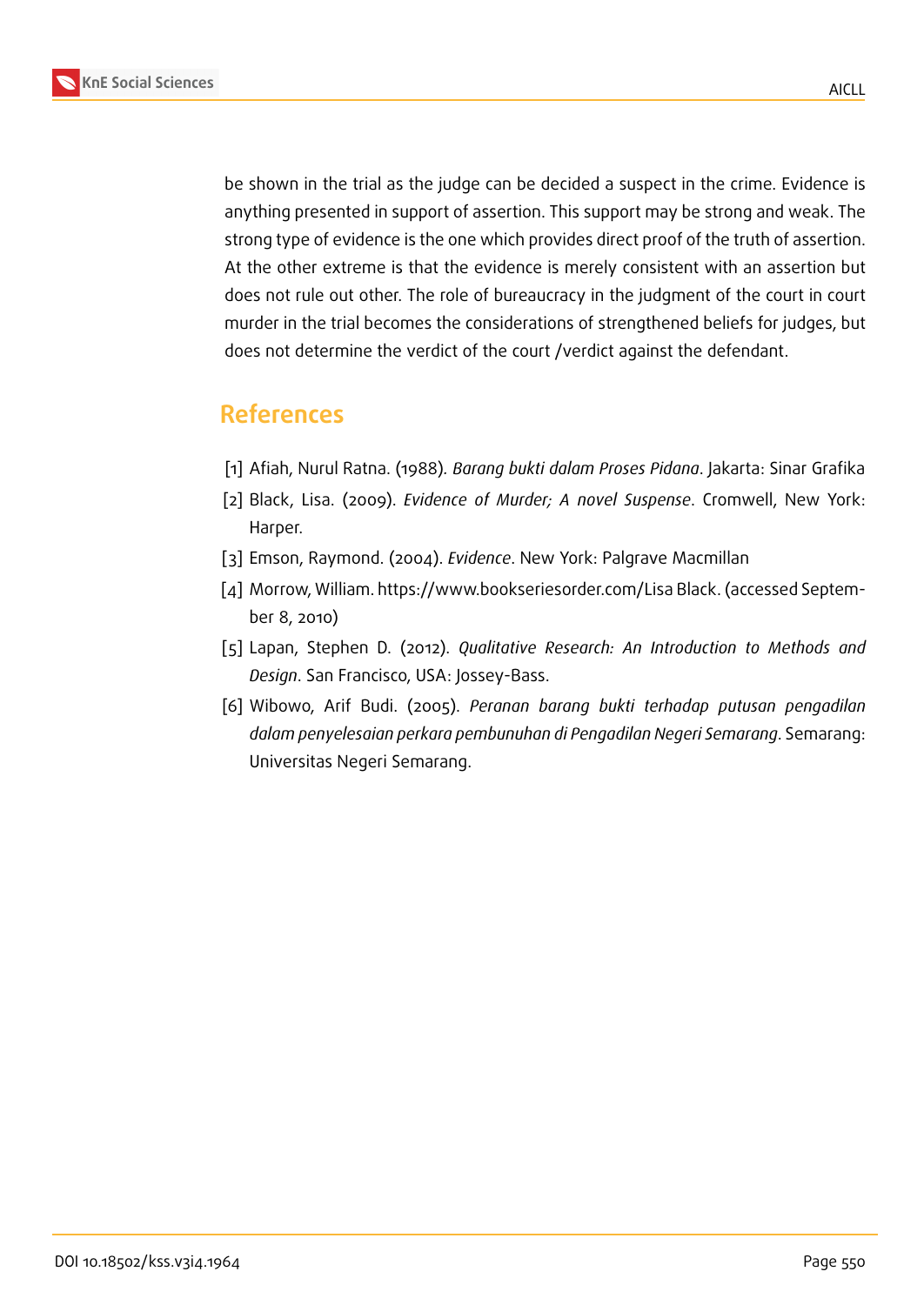be shown in the trial as the judge can be decided a suspect in the crime. Evidence is anything presented in support of assertion. This support may be strong and weak. The strong type of evidence is the one which provides direct proof of the truth of assertion. At the other extreme is that the evidence is merely consistent with an assertion but does not rule out other. The role of bureaucracy in the judgment of the court in court murder in the trial becomes the considerations of strengthened beliefs for judges, but does not determine the verdict of the court /verdict against the defendant.

## References

[1] Afiah, Nurul Ratna. (1988). *Barang bukti dalam Proses Pidana*. Jakarta: Sinar Grafika

[2] Black, Lisa. (2009). *Evidence of Murder; A novel Suspense*. Cromwell, New York: Harper.

[3] Emson, Raymond. (2004). *Evidence*. New York: Palgrave Macmillan

[4] Morrow, William. https://www.bookseriesorder.com/Lisa Black. (accessed September 8, 2010)

[5] Lapan, Stephen D. (2012). *Qualitative Research: An Introduction to Methods and Design*. San Francisco, USA: Jossey-Bass.

[6] Wibowo, Arif Budi. (2005). *Peranan barang bukti terhadap putusan pengadilan dalam penyelesaian perkara pembunuhan di Pengadilan Negeri Semarang*. Semarang: Universitas Negeri Semarang.